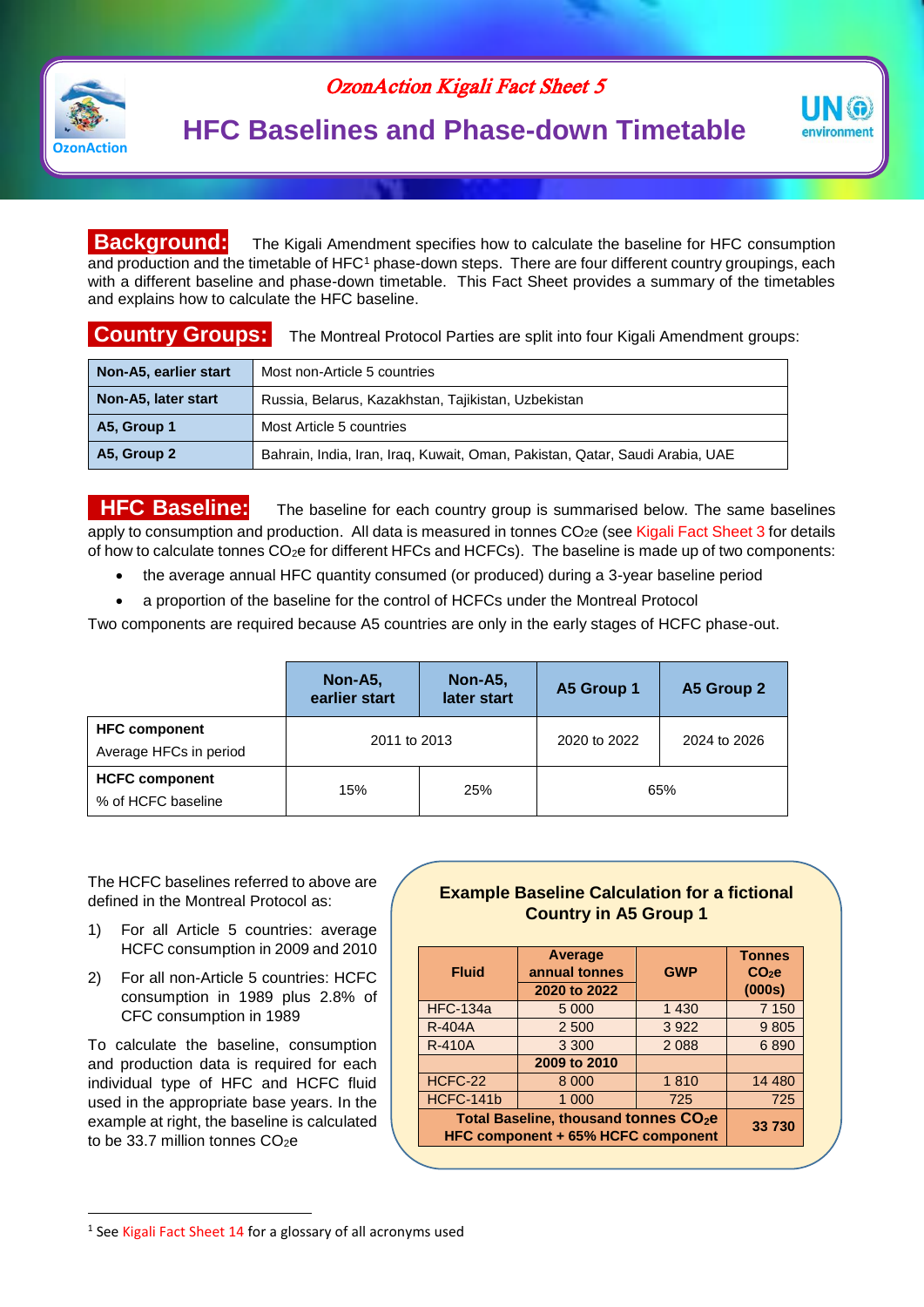*OzonAction Kigali Fact Sheet 5*

# HFC Baselines and Phase-down Timetable

**Background:** The Kigali Amendment specifies how to calculate the baseline for HFC consumption and production and the timetable of HFC[1] phase-down steps. There are four different country groupings, each with a different baseline and phase-down timetable. This Fact Sheet provides a summary of the timetables and explains how to calculate the HFC baseline.

**Country Groups:** The Montreal Protocol Parties are split into four Kigali Amendment groups:

| | |
|---|---|
| **Non-A5, earlier start** | Most non-Article 5 countries |
| **Non-A5, later start** | Russia, Belarus, Kazakhstan, Tajikistan, Uzbekistan |
| **A5, Group 1** | Most Article 5 countries |
| **A5, Group 2** | Bahrain, India, Iran, Iraq, Kuwait, Oman, Pakistan, Qatar, Saudi Arabia, UAE |

**HFC Baseline:** The baseline for each country group is summarised below. The same baselines apply to consumption and production. All data is measured in tonnes $CO_2$e (see Kigali Fact Sheet 3 for details of how to calculate tonnes $CO_2$e for different HFCs and HCFCs). The baseline is made up of two components:

- the average annual HFC quantity consumed (or produced) during a 3-year baseline period
- a proportion of the baseline for the control of HCFCs under the Montreal Protocol

Two components are required because A5 countries are only in the early stages of HCFC phase-out.

| | Non-A5, earlier start | Non-A5, later start | A5 Group 1 | A5 Group 2 |
|---|---|---|---|---|
| **HFC component** Average HFCs in period | 2011 to 2013 | | 2020 to 2022 | 2024 to 2026 |
| **HCFC component** % of HCFC baseline | 15% | 25% | 65% | |

The HCFC baselines referred to above are defined in the Montreal Protocol as:

1) For all Article 5 countries: average HCFC consumption in 2009 and 2010
2) For all non-Article 5 countries: HCFC consumption in 1989 plus 2.8% of CFC consumption in 1989

To calculate the baseline, consumption and production data is required for each individual type of HFC and HCFC fluid used in the appropriate base years. In the example at right, the baseline is calculated to be 33.7 million tonnes $CO_2$e

**Example Baseline Calculation for a fictional Country in A5 Group 1**

| Fluid | Average annual tonnes 2020 to 2022 | GWP | Tonnes $CO_2$e (000s) |
|---|---|---|---|
| HFC-134a | 5 000 | 1 430 | 7 150 |
| R-404A | 2 500 | 3 922 | 9 805 |
| R-410A | 3 300 | 2 088 | 6 890 |
| | **2009 to 2010** | | |
| HCFC-22 | 8 000 | 1 810 | 14 480 |
| HCFC-141b | 1 000 | 725 | 725 |
| **Total Baseline, thousand tonnes $CO_2$e HFC component + 65% HCFC component** | | | **33 730** |

[1] See Kigali Fact Sheet 14 for a glossary of all acronyms used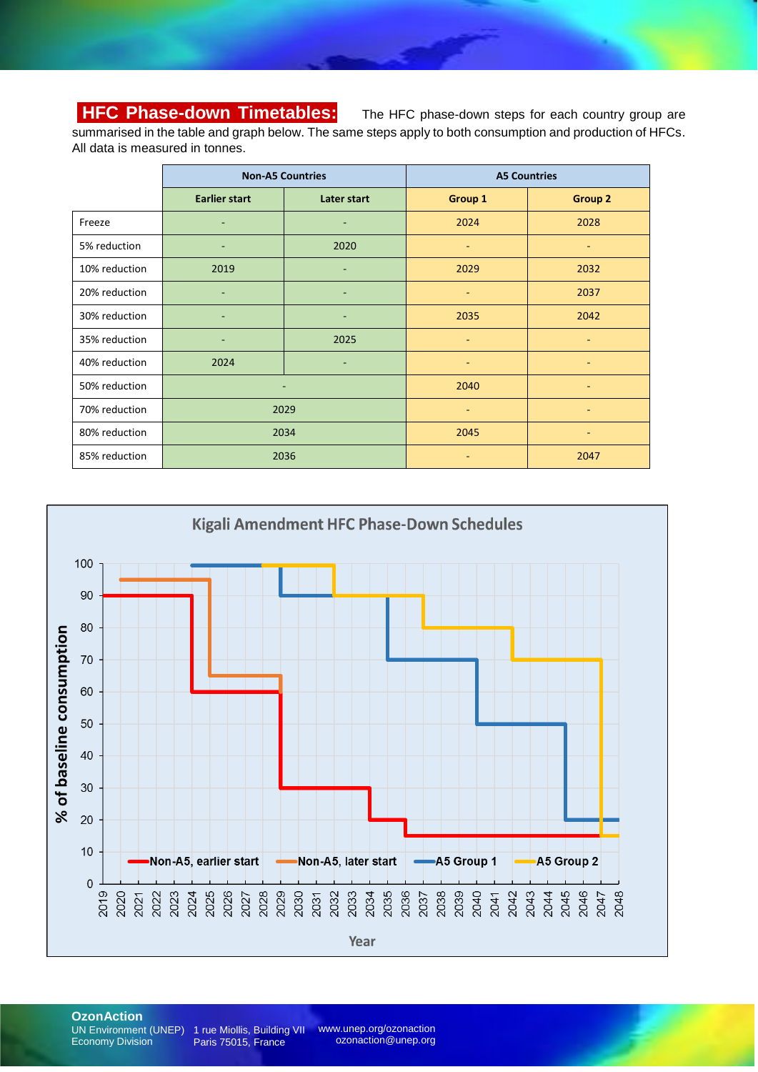**HFC Phase-down Timetables:** The HFC phase-down steps for each country group are summarised in the table and graph below. The same steps apply to both consumption and production of HFCs. All data is measured in tonnes.

| | Non-A5 Countries | | A5 Countries | |
|---|---|---|---|---|
| | Earlier start | Later start | Group 1 | Group 2 |
| Freeze | - | - | 2024 | 2028 |
| 5% reduction | - | 2020 | - | - |
| 10% reduction | 2019 | - | 2029 | 2032 |
| 20% reduction | - | - | - | 2037 |
| 30% reduction | - | - | 2035 | 2042 |
| 35% reduction | - | 2025 | - | - |
| 40% reduction | 2024 | - | - | - |
| 50% reduction | - | | 2040 | - |
| 70% reduction | 2029 | | - | - |
| 80% reduction | 2034 | | 2045 | - |
| 85% reduction | 2036 | | - | 2047 |

Kigali Amendment HFC Phase-Down Schedules

% of baseline consumption

0
10
20
30
40
50
60
70
80
90
100

2019 2020 2021 2022 2023 2024 2025 2026 2027 2028 2029 2030 2031 2032 2033 2034 2035 2036 2037 2038 2039 2040 2041 2042 2043 2044 2045 2046 2047 2048

Year

Non-A5, earlier start
Non-A5, later start
A5 Group 1
A5 Group 2

**OzonAction**
UN Environment (UNEP) Economy Division
1 rue Miollis, Building VII Paris 75015, France
www.unep.org/ozonaction
ozonaction@unep.org